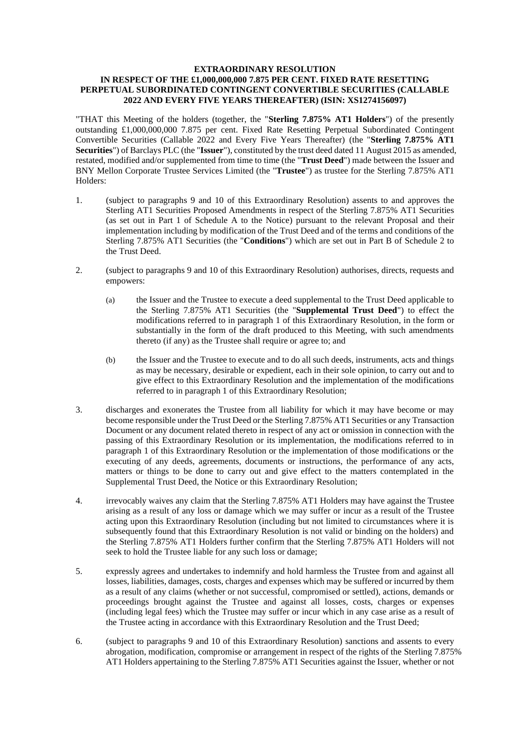**EXTRAORDINARY RESOLUTION**
**IN RESPECT OF THE £1,000,000,000 7.875 PER CENT. FIXED RATE RESETTING PERPETUAL SUBORDINATED CONTINGENT CONVERTIBLE SECURITIES (CALLABLE 2022 AND EVERY FIVE YEARS THEREAFTER) (ISIN: XS1274156097)**

"THAT this Meeting of the holders (together, the "**Sterling 7.875% AT1 Holders**") of the presently outstanding £1,000,000,000 7.875 per cent. Fixed Rate Resetting Perpetual Subordinated Contingent Convertible Securities (Callable 2022 and Every Five Years Thereafter) (the "**Sterling 7.875% AT1 Securities**") of Barclays PLC (the "**Issuer**"), constituted by the trust deed dated 11 August 2015 as amended, restated, modified and/or supplemented from time to time (the "**Trust Deed**") made between the Issuer and BNY Mellon Corporate Trustee Services Limited (the "**Trustee**") as trustee for the Sterling 7.875% AT1 Holders:

1. (subject to paragraphs 9 and 10 of this Extraordinary Resolution) assents to and approves the Sterling AT1 Securities Proposed Amendments in respect of the Sterling 7.875% AT1 Securities (as set out in Part 1 of Schedule A to the Notice) pursuant to the relevant Proposal and their implementation including by modification of the Trust Deed and of the terms and conditions of the Sterling 7.875% AT1 Securities (the "**Conditions**") which are set out in Part B of Schedule 2 to the Trust Deed.

2. (subject to paragraphs 9 and 10 of this Extraordinary Resolution) authorises, directs, requests and empowers:

   (a) the Issuer and the Trustee to execute a deed supplemental to the Trust Deed applicable to the Sterling 7.875% AT1 Securities (the "**Supplemental Trust Deed**") to effect the modifications referred to in paragraph 1 of this Extraordinary Resolution, in the form or substantially in the form of the draft produced to this Meeting, with such amendments thereto (if any) as the Trustee shall require or agree to; and

   (b) the Issuer and the Trustee to execute and to do all such deeds, instruments, acts and things as may be necessary, desirable or expedient, each in their sole opinion, to carry out and to give effect to this Extraordinary Resolution and the implementation of the modifications referred to in paragraph 1 of this Extraordinary Resolution;

3. discharges and exonerates the Trustee from all liability for which it may have become or may become responsible under the Trust Deed or the Sterling 7.875% AT1 Securities or any Transaction Document or any document related thereto in respect of any act or omission in connection with the passing of this Extraordinary Resolution or its implementation, the modifications referred to in paragraph 1 of this Extraordinary Resolution or the implementation of those modifications or the executing of any deeds, agreements, documents or instructions, the performance of any acts, matters or things to be done to carry out and give effect to the matters contemplated in the Supplemental Trust Deed, the Notice or this Extraordinary Resolution;

4. irrevocably waives any claim that the Sterling 7.875% AT1 Holders may have against the Trustee arising as a result of any loss or damage which we may suffer or incur as a result of the Trustee acting upon this Extraordinary Resolution (including but not limited to circumstances where it is subsequently found that this Extraordinary Resolution is not valid or binding on the holders) and the Sterling 7.875% AT1 Holders further confirm that the Sterling 7.875% AT1 Holders will not seek to hold the Trustee liable for any such loss or damage;

5. expressly agrees and undertakes to indemnify and hold harmless the Trustee from and against all losses, liabilities, damages, costs, charges and expenses which may be suffered or incurred by them as a result of any claims (whether or not successful, compromised or settled), actions, demands or proceedings brought against the Trustee and against all losses, costs, charges or expenses (including legal fees) which the Trustee may suffer or incur which in any case arise as a result of the Trustee acting in accordance with this Extraordinary Resolution and the Trust Deed;

6. (subject to paragraphs 9 and 10 of this Extraordinary Resolution) sanctions and assents to every abrogation, modification, compromise or arrangement in respect of the rights of the Sterling 7.875% AT1 Holders appertaining to the Sterling 7.875% AT1 Securities against the Issuer, whether or not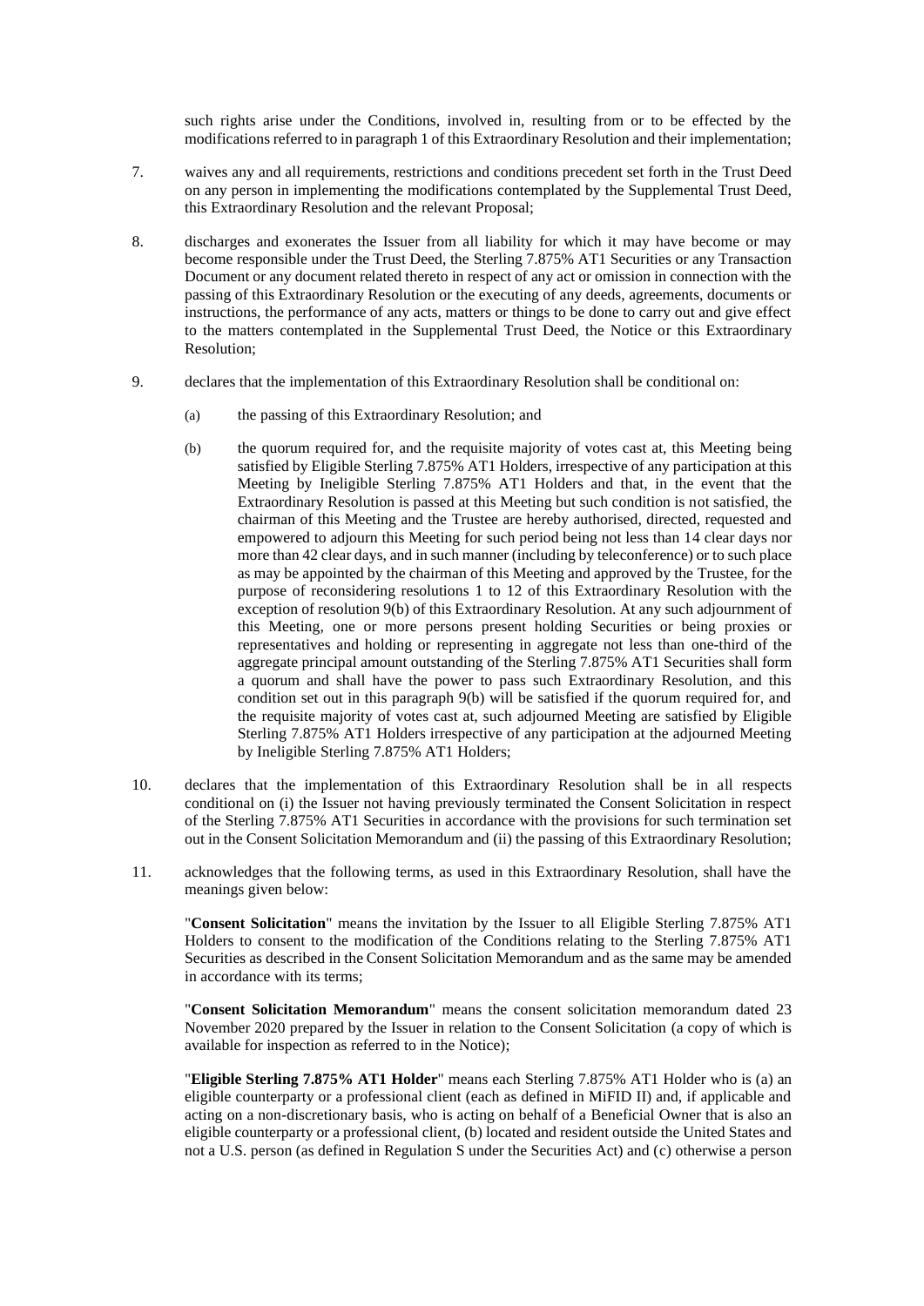such rights arise under the Conditions, involved in, resulting from or to be effected by the modifications referred to in paragraph 1 of this Extraordinary Resolution and their implementation;

7. waives any and all requirements, restrictions and conditions precedent set forth in the Trust Deed on any person in implementing the modifications contemplated by the Supplemental Trust Deed, this Extraordinary Resolution and the relevant Proposal;

8. discharges and exonerates the Issuer from all liability for which it may have become or may become responsible under the Trust Deed, the Sterling 7.875% AT1 Securities or any Transaction Document or any document related thereto in respect of any act or omission in connection with the passing of this Extraordinary Resolution or the executing of any deeds, agreements, documents or instructions, the performance of any acts, matters or things to be done to carry out and give effect to the matters contemplated in the Supplemental Trust Deed, the Notice or this Extraordinary Resolution;

9. declares that the implementation of this Extraordinary Resolution shall be conditional on:

   (a) the passing of this Extraordinary Resolution; and

   (b) the quorum required for, and the requisite majority of votes cast at, this Meeting being satisfied by Eligible Sterling 7.875% AT1 Holders, irrespective of any participation at this Meeting by Ineligible Sterling 7.875% AT1 Holders and that, in the event that the Extraordinary Resolution is passed at this Meeting but such condition is not satisfied, the chairman of this Meeting and the Trustee are hereby authorised, directed, requested and empowered to adjourn this Meeting for such period being not less than 14 clear days nor more than 42 clear days, and in such manner (including by teleconference) or to such place as may be appointed by the chairman of this Meeting and approved by the Trustee, for the purpose of reconsidering resolutions 1 to 12 of this Extraordinary Resolution with the exception of resolution 9(b) of this Extraordinary Resolution. At any such adjournment of this Meeting, one or more persons present holding Securities or being proxies or representatives and holding or representing in aggregate not less than one-third of the aggregate principal amount outstanding of the Sterling 7.875% AT1 Securities shall form a quorum and shall have the power to pass such Extraordinary Resolution, and this condition set out in this paragraph 9(b) will be satisfied if the quorum required for, and the requisite majority of votes cast at, such adjourned Meeting are satisfied by Eligible Sterling 7.875% AT1 Holders irrespective of any participation at the adjourned Meeting by Ineligible Sterling 7.875% AT1 Holders;

10. declares that the implementation of this Extraordinary Resolution shall be in all respects conditional on (i) the Issuer not having previously terminated the Consent Solicitation in respect of the Sterling 7.875% AT1 Securities in accordance with the provisions for such termination set out in the Consent Solicitation Memorandum and (ii) the passing of this Extraordinary Resolution;

11. acknowledges that the following terms, as used in this Extraordinary Resolution, shall have the meanings given below:

   "**Consent Solicitation**" means the invitation by the Issuer to all Eligible Sterling 7.875% AT1 Holders to consent to the modification of the Conditions relating to the Sterling 7.875% AT1 Securities as described in the Consent Solicitation Memorandum and as the same may be amended in accordance with its terms;

   "**Consent Solicitation Memorandum**" means the consent solicitation memorandum dated 23 November 2020 prepared by the Issuer in relation to the Consent Solicitation (a copy of which is available for inspection as referred to in the Notice);

   "**Eligible Sterling 7.875% AT1 Holder**" means each Sterling 7.875% AT1 Holder who is (a) an eligible counterparty or a professional client (each as defined in MiFID II) and, if applicable and acting on a non-discretionary basis, who is acting on behalf of a Beneficial Owner that is also an eligible counterparty or a professional client, (b) located and resident outside the United States and not a U.S. person (as defined in Regulation S under the Securities Act) and (c) otherwise a person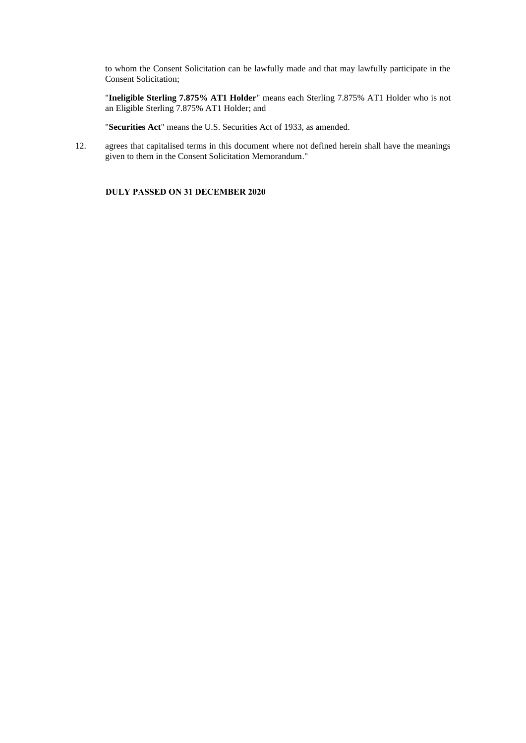to whom the Consent Solicitation can be lawfully made and that may lawfully participate in the Consent Solicitation;

"**Ineligible Sterling 7.875% AT1 Holder**" means each Sterling 7.875% AT1 Holder who is not an Eligible Sterling 7.875% AT1 Holder; and

"**Securities Act**" means the U.S. Securities Act of 1933, as amended.

12. agrees that capitalised terms in this document where not defined herein shall have the meanings given to them in the Consent Solicitation Memorandum."

**DULY PASSED ON 31 DECEMBER 2020**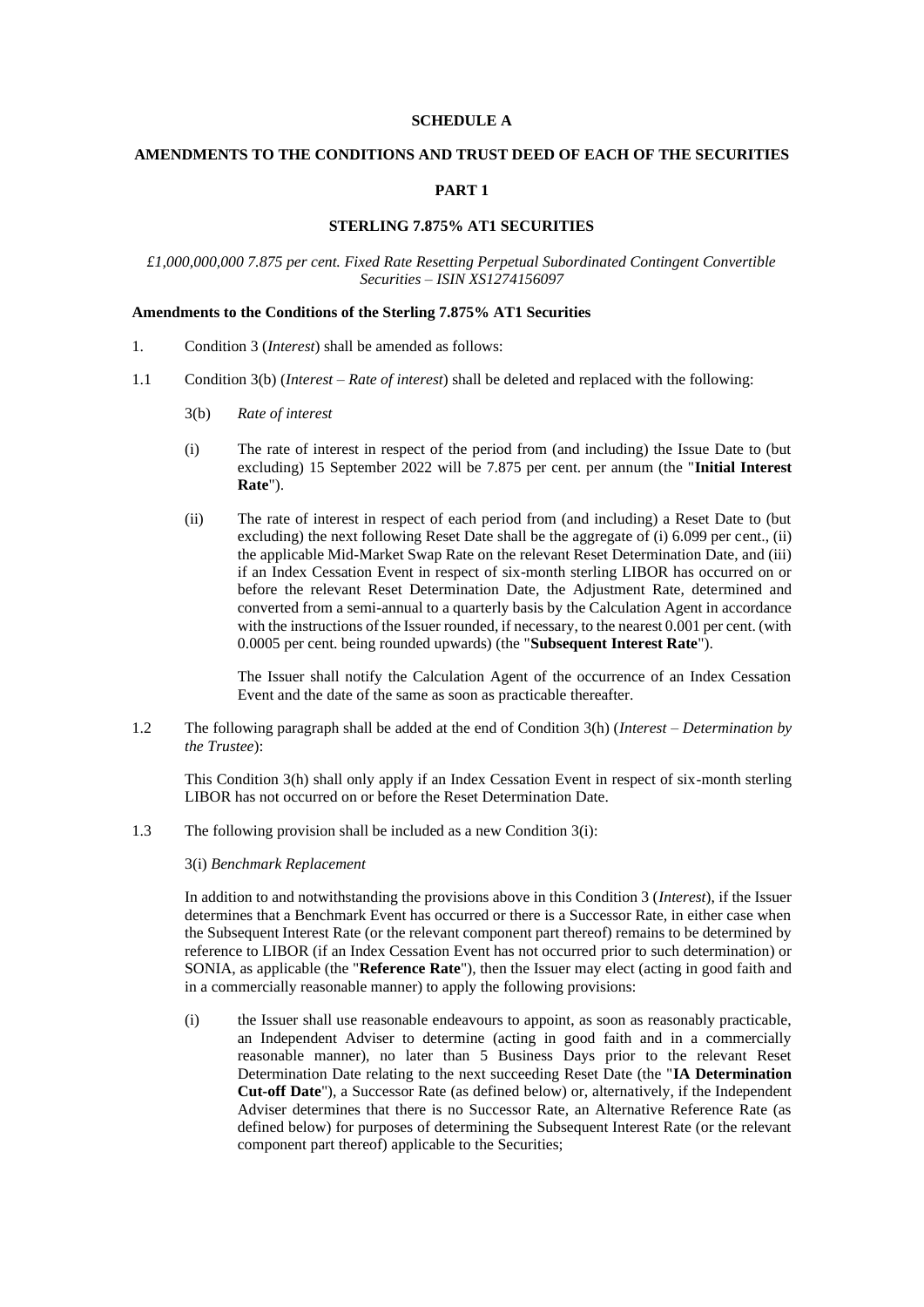**SCHEDULE A**

**AMENDMENTS TO THE CONDITIONS AND TRUST DEED OF EACH OF THE SECURITIES**

**PART 1**

**STERLING 7.875% AT1 SECURITIES**

*£1,000,000,000 7.875 per cent. Fixed Rate Resetting Perpetual Subordinated Contingent Convertible Securities – ISIN XS1274156097*

**Amendments to the Conditions of the Sterling 7.875% AT1 Securities**

1. Condition 3 (*Interest*) shall be amended as follows:

1.1 Condition 3(b) (*Interest – Rate of interest*) shall be deleted and replaced with the following:

3(b) *Rate of interest*

(i) The rate of interest in respect of the period from (and including) the Issue Date to (but excluding) 15 September 2022 will be 7.875 per cent. per annum (the "**Initial Interest Rate**").

(ii) The rate of interest in respect of each period from (and including) a Reset Date to (but excluding) the next following Reset Date shall be the aggregate of (i) 6.099 per cent., (ii) the applicable Mid-Market Swap Rate on the relevant Reset Determination Date, and (iii) if an Index Cessation Event in respect of six-month sterling LIBOR has occurred on or before the relevant Reset Determination Date, the Adjustment Rate, determined and converted from a semi-annual to a quarterly basis by the Calculation Agent in accordance with the instructions of the Issuer rounded, if necessary, to the nearest 0.001 per cent. (with 0.0005 per cent. being rounded upwards) (the "**Subsequent Interest Rate**").

The Issuer shall notify the Calculation Agent of the occurrence of an Index Cessation Event and the date of the same as soon as practicable thereafter.

1.2 The following paragraph shall be added at the end of Condition 3(h) (*Interest – Determination by the Trustee*):

This Condition 3(h) shall only apply if an Index Cessation Event in respect of six-month sterling LIBOR has not occurred on or before the Reset Determination Date.

1.3 The following provision shall be included as a new Condition 3(i):

3(i) *Benchmark Replacement*

In addition to and notwithstanding the provisions above in this Condition 3 (*Interest*), if the Issuer determines that a Benchmark Event has occurred or there is a Successor Rate, in either case when the Subsequent Interest Rate (or the relevant component part thereof) remains to be determined by reference to LIBOR (if an Index Cessation Event has not occurred prior to such determination) or SONIA, as applicable (the "**Reference Rate**"), then the Issuer may elect (acting in good faith and in a commercially reasonable manner) to apply the following provisions:

(i) the Issuer shall use reasonable endeavours to appoint, as soon as reasonably practicable, an Independent Adviser to determine (acting in good faith and in a commercially reasonable manner), no later than 5 Business Days prior to the relevant Reset Determination Date relating to the next succeeding Reset Date (the "**IA Determination Cut-off Date**"), a Successor Rate (as defined below) or, alternatively, if the Independent Adviser determines that there is no Successor Rate, an Alternative Reference Rate (as defined below) for purposes of determining the Subsequent Interest Rate (or the relevant component part thereof) applicable to the Securities;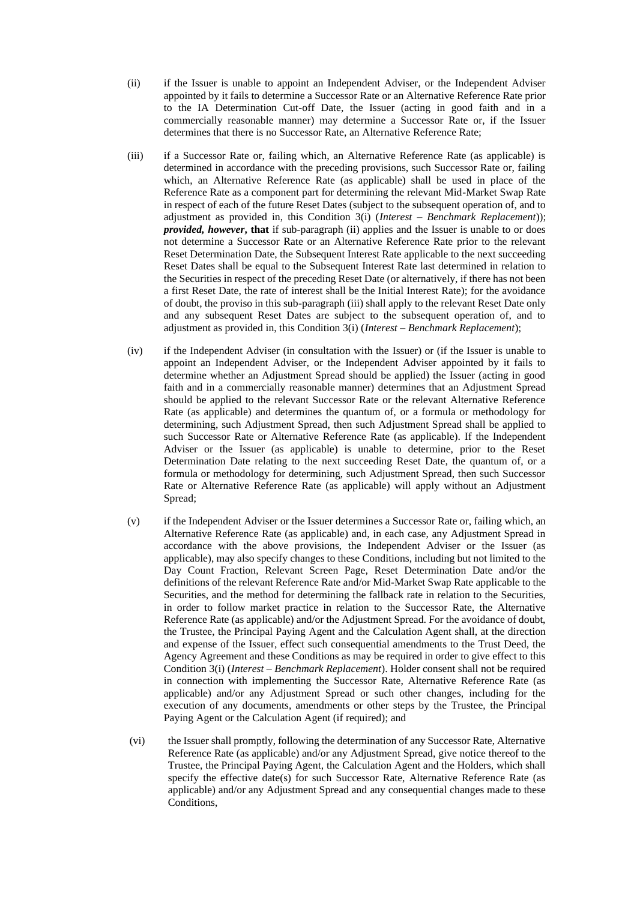(ii) if the Issuer is unable to appoint an Independent Adviser, or the Independent Adviser appointed by it fails to determine a Successor Rate or an Alternative Reference Rate prior to the IA Determination Cut-off Date, the Issuer (acting in good faith and in a commercially reasonable manner) may determine a Successor Rate or, if the Issuer determines that there is no Successor Rate, an Alternative Reference Rate;

(iii) if a Successor Rate or, failing which, an Alternative Reference Rate (as applicable) is determined in accordance with the preceding provisions, such Successor Rate or, failing which, an Alternative Reference Rate (as applicable) shall be used in place of the Reference Rate as a component part for determining the relevant Mid-Market Swap Rate in respect of each of the future Reset Dates (subject to the subsequent operation of, and to adjustment as provided in, this Condition 3(i) (*Interest – Benchmark Replacement*)); ***provided, however***, **that** if sub-paragraph (ii) applies and the Issuer is unable to or does not determine a Successor Rate or an Alternative Reference Rate prior to the relevant Reset Determination Date, the Subsequent Interest Rate applicable to the next succeeding Reset Dates shall be equal to the Subsequent Interest Rate last determined in relation to the Securities in respect of the preceding Reset Date (or alternatively, if there has not been a first Reset Date, the rate of interest shall be the Initial Interest Rate); for the avoidance of doubt, the proviso in this sub-paragraph (iii) shall apply to the relevant Reset Date only and any subsequent Reset Dates are subject to the subsequent operation of, and to adjustment as provided in, this Condition 3(i) (*Interest – Benchmark Replacement*);

(iv) if the Independent Adviser (in consultation with the Issuer) or (if the Issuer is unable to appoint an Independent Adviser, or the Independent Adviser appointed by it fails to determine whether an Adjustment Spread should be applied) the Issuer (acting in good faith and in a commercially reasonable manner) determines that an Adjustment Spread should be applied to the relevant Successor Rate or the relevant Alternative Reference Rate (as applicable) and determines the quantum of, or a formula or methodology for determining, such Adjustment Spread, then such Adjustment Spread shall be applied to such Successor Rate or Alternative Reference Rate (as applicable). If the Independent Adviser or the Issuer (as applicable) is unable to determine, prior to the Reset Determination Date relating to the next succeeding Reset Date, the quantum of, or a formula or methodology for determining, such Adjustment Spread, then such Successor Rate or Alternative Reference Rate (as applicable) will apply without an Adjustment Spread;

(v) if the Independent Adviser or the Issuer determines a Successor Rate or, failing which, an Alternative Reference Rate (as applicable) and, in each case, any Adjustment Spread in accordance with the above provisions, the Independent Adviser or the Issuer (as applicable), may also specify changes to these Conditions, including but not limited to the Day Count Fraction, Relevant Screen Page, Reset Determination Date and/or the definitions of the relevant Reference Rate and/or Mid-Market Swap Rate applicable to the Securities, and the method for determining the fallback rate in relation to the Securities, in order to follow market practice in relation to the Successor Rate, the Alternative Reference Rate (as applicable) and/or the Adjustment Spread. For the avoidance of doubt, the Trustee, the Principal Paying Agent and the Calculation Agent shall, at the direction and expense of the Issuer, effect such consequential amendments to the Trust Deed, the Agency Agreement and these Conditions as may be required in order to give effect to this Condition 3(i) (*Interest – Benchmark Replacement*). Holder consent shall not be required in connection with implementing the Successor Rate, Alternative Reference Rate (as applicable) and/or any Adjustment Spread or such other changes, including for the execution of any documents, amendments or other steps by the Trustee, the Principal Paying Agent or the Calculation Agent (if required); and

(vi) the Issuer shall promptly, following the determination of any Successor Rate, Alternative Reference Rate (as applicable) and/or any Adjustment Spread, give notice thereof to the Trustee, the Principal Paying Agent, the Calculation Agent and the Holders, which shall specify the effective date(s) for such Successor Rate, Alternative Reference Rate (as applicable) and/or any Adjustment Spread and any consequential changes made to these Conditions,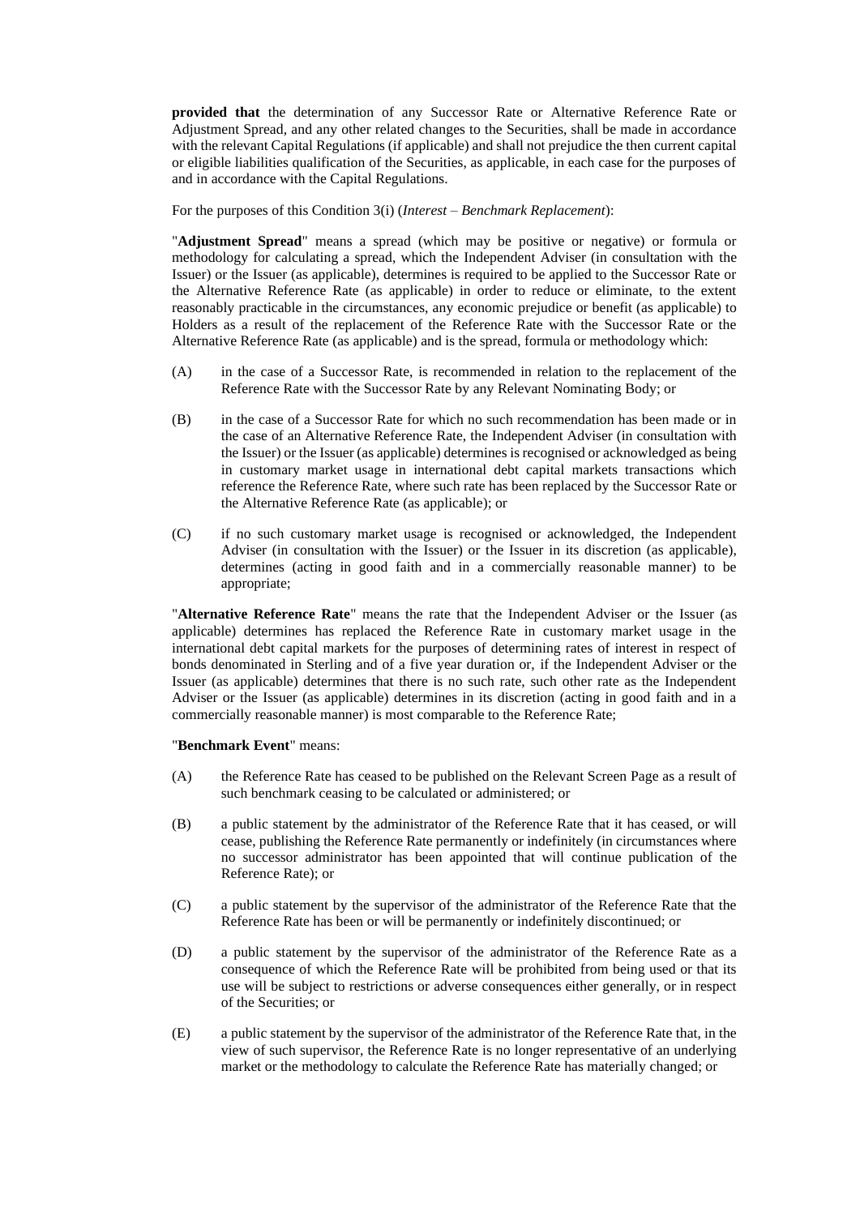**provided that** the determination of any Successor Rate or Alternative Reference Rate or Adjustment Spread, and any other related changes to the Securities, shall be made in accordance with the relevant Capital Regulations (if applicable) and shall not prejudice the then current capital or eligible liabilities qualification of the Securities, as applicable, in each case for the purposes of and in accordance with the Capital Regulations.

For the purposes of this Condition 3(i) (*Interest – Benchmark Replacement*):

"**Adjustment Spread**" means a spread (which may be positive or negative) or formula or methodology for calculating a spread, which the Independent Adviser (in consultation with the Issuer) or the Issuer (as applicable), determines is required to be applied to the Successor Rate or the Alternative Reference Rate (as applicable) in order to reduce or eliminate, to the extent reasonably practicable in the circumstances, any economic prejudice or benefit (as applicable) to Holders as a result of the replacement of the Reference Rate with the Successor Rate or the Alternative Reference Rate (as applicable) and is the spread, formula or methodology which:

(A) in the case of a Successor Rate, is recommended in relation to the replacement of the Reference Rate with the Successor Rate by any Relevant Nominating Body; or

(B) in the case of a Successor Rate for which no such recommendation has been made or in the case of an Alternative Reference Rate, the Independent Adviser (in consultation with the Issuer) or the Issuer (as applicable) determines is recognised or acknowledged as being in customary market usage in international debt capital markets transactions which reference the Reference Rate, where such rate has been replaced by the Successor Rate or the Alternative Reference Rate (as applicable); or

(C) if no such customary market usage is recognised or acknowledged, the Independent Adviser (in consultation with the Issuer) or the Issuer in its discretion (as applicable), determines (acting in good faith and in a commercially reasonable manner) to be appropriate;

"**Alternative Reference Rate**" means the rate that the Independent Adviser or the Issuer (as applicable) determines has replaced the Reference Rate in customary market usage in the international debt capital markets for the purposes of determining rates of interest in respect of bonds denominated in Sterling and of a five year duration or, if the Independent Adviser or the Issuer (as applicable) determines that there is no such rate, such other rate as the Independent Adviser or the Issuer (as applicable) determines in its discretion (acting in good faith and in a commercially reasonable manner) is most comparable to the Reference Rate;

"**Benchmark Event**" means:

(A) the Reference Rate has ceased to be published on the Relevant Screen Page as a result of such benchmark ceasing to be calculated or administered; or

(B) a public statement by the administrator of the Reference Rate that it has ceased, or will cease, publishing the Reference Rate permanently or indefinitely (in circumstances where no successor administrator has been appointed that will continue publication of the Reference Rate); or

(C) a public statement by the supervisor of the administrator of the Reference Rate that the Reference Rate has been or will be permanently or indefinitely discontinued; or

(D) a public statement by the supervisor of the administrator of the Reference Rate as a consequence of which the Reference Rate will be prohibited from being used or that its use will be subject to restrictions or adverse consequences either generally, or in respect of the Securities; or

(E) a public statement by the supervisor of the administrator of the Reference Rate that, in the view of such supervisor, the Reference Rate is no longer representative of an underlying market or the methodology to calculate the Reference Rate has materially changed; or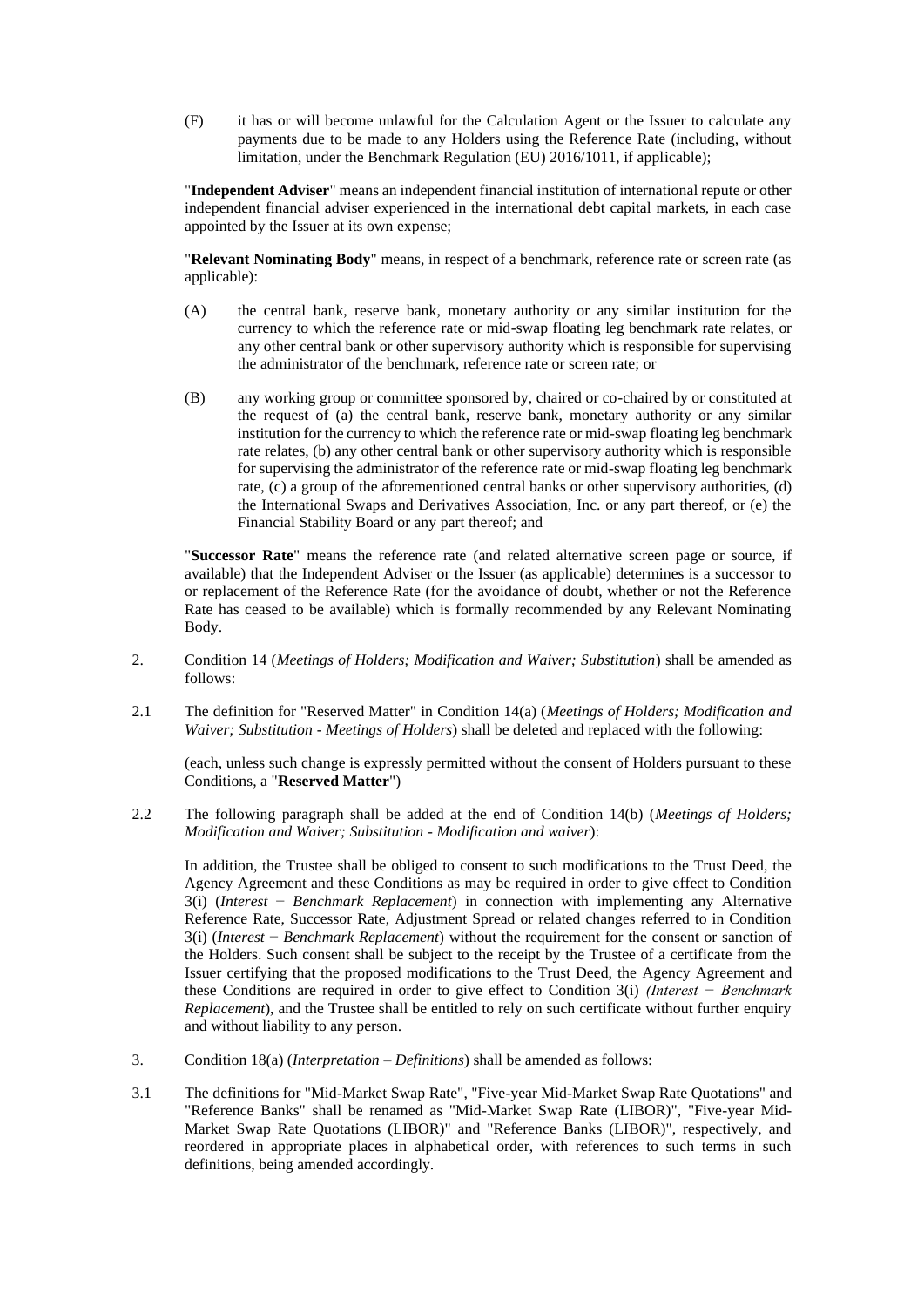(F) it has or will become unlawful for the Calculation Agent or the Issuer to calculate any payments due to be made to any Holders using the Reference Rate (including, without limitation, under the Benchmark Regulation (EU) 2016/1011, if applicable);

"**Independent Adviser**" means an independent financial institution of international repute or other independent financial adviser experienced in the international debt capital markets, in each case appointed by the Issuer at its own expense;

"**Relevant Nominating Body**" means, in respect of a benchmark, reference rate or screen rate (as applicable):

(A) the central bank, reserve bank, monetary authority or any similar institution for the currency to which the reference rate or mid-swap floating leg benchmark rate relates, or any other central bank or other supervisory authority which is responsible for supervising the administrator of the benchmark, reference rate or screen rate; or

(B) any working group or committee sponsored by, chaired or co-chaired by or constituted at the request of (a) the central bank, reserve bank, monetary authority or any similar institution for the currency to which the reference rate or mid-swap floating leg benchmark rate relates, (b) any other central bank or other supervisory authority which is responsible for supervising the administrator of the reference rate or mid-swap floating leg benchmark rate, (c) a group of the aforementioned central banks or other supervisory authorities, (d) the International Swaps and Derivatives Association, Inc. or any part thereof, or (e) the Financial Stability Board or any part thereof; and

"**Successor Rate**" means the reference rate (and related alternative screen page or source, if available) that the Independent Adviser or the Issuer (as applicable) determines is a successor to or replacement of the Reference Rate (for the avoidance of doubt, whether or not the Reference Rate has ceased to be available) which is formally recommended by any Relevant Nominating Body.

2. Condition 14 (*Meetings of Holders; Modification and Waiver; Substitution*) shall be amended as follows:

2.1 The definition for "Reserved Matter" in Condition 14(a) (*Meetings of Holders; Modification and Waiver; Substitution - Meetings of Holders*) shall be deleted and replaced with the following:

(each, unless such change is expressly permitted without the consent of Holders pursuant to these Conditions, a "**Reserved Matter**")

2.2 The following paragraph shall be added at the end of Condition 14(b) (*Meetings of Holders; Modification and Waiver; Substitution - Modification and waiver*):

In addition, the Trustee shall be obliged to consent to such modifications to the Trust Deed, the Agency Agreement and these Conditions as may be required in order to give effect to Condition 3(i) (*Interest − Benchmark Replacement*) in connection with implementing any Alternative Reference Rate, Successor Rate, Adjustment Spread or related changes referred to in Condition 3(i) (*Interest − Benchmark Replacement*) without the requirement for the consent or sanction of the Holders. Such consent shall be subject to the receipt by the Trustee of a certificate from the Issuer certifying that the proposed modifications to the Trust Deed, the Agency Agreement and these Conditions are required in order to give effect to Condition 3(i) *(Interest − Benchmark Replacement*), and the Trustee shall be entitled to rely on such certificate without further enquiry and without liability to any person.

3. Condition 18(a) (*Interpretation – Definitions*) shall be amended as follows:

3.1 The definitions for "Mid-Market Swap Rate", "Five-year Mid-Market Swap Rate Quotations" and "Reference Banks" shall be renamed as "Mid-Market Swap Rate (LIBOR)", "Five-year Mid-Market Swap Rate Quotations (LIBOR)" and "Reference Banks (LIBOR)", respectively, and reordered in appropriate places in alphabetical order, with references to such terms in such definitions, being amended accordingly.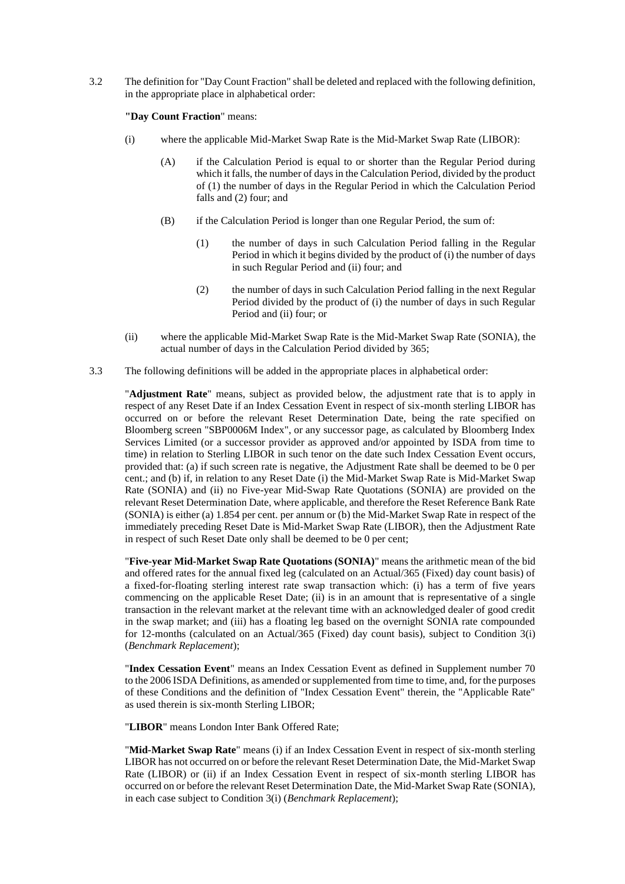3.2 The definition for "Day Count Fraction" shall be deleted and replaced with the following definition, in the appropriate place in alphabetical order:

**"Day Count Fraction"** means:

(i) where the applicable Mid-Market Swap Rate is the Mid-Market Swap Rate (LIBOR):

(A) if the Calculation Period is equal to or shorter than the Regular Period during which it falls, the number of days in the Calculation Period, divided by the product of (1) the number of days in the Regular Period in which the Calculation Period falls and (2) four; and

(B) if the Calculation Period is longer than one Regular Period, the sum of:

(1) the number of days in such Calculation Period falling in the Regular Period in which it begins divided by the product of (i) the number of days in such Regular Period and (ii) four; and

(2) the number of days in such Calculation Period falling in the next Regular Period divided by the product of (i) the number of days in such Regular Period and (ii) four; or

(ii) where the applicable Mid-Market Swap Rate is the Mid-Market Swap Rate (SONIA), the actual number of days in the Calculation Period divided by 365;

3.3 The following definitions will be added in the appropriate places in alphabetical order:

"**Adjustment Rate**" means, subject as provided below, the adjustment rate that is to apply in respect of any Reset Date if an Index Cessation Event in respect of six-month sterling LIBOR has occurred on or before the relevant Reset Determination Date, being the rate specified on Bloomberg screen "SBP0006M Index", or any successor page, as calculated by Bloomberg Index Services Limited (or a successor provider as approved and/or appointed by ISDA from time to time) in relation to Sterling LIBOR in such tenor on the date such Index Cessation Event occurs, provided that: (a) if such screen rate is negative, the Adjustment Rate shall be deemed to be 0 per cent.; and (b) if, in relation to any Reset Date (i) the Mid-Market Swap Rate is Mid-Market Swap Rate (SONIA) and (ii) no Five-year Mid-Swap Rate Quotations (SONIA) are provided on the relevant Reset Determination Date, where applicable, and therefore the Reset Reference Bank Rate (SONIA) is either (a) 1.854 per cent. per annum or (b) the Mid-Market Swap Rate in respect of the immediately preceding Reset Date is Mid-Market Swap Rate (LIBOR), then the Adjustment Rate in respect of such Reset Date only shall be deemed to be 0 per cent;

"**Five-year Mid-Market Swap Rate Quotations (SONIA)**" means the arithmetic mean of the bid and offered rates for the annual fixed leg (calculated on an Actual/365 (Fixed) day count basis) of a fixed-for-floating sterling interest rate swap transaction which: (i) has a term of five years commencing on the applicable Reset Date; (ii) is in an amount that is representative of a single transaction in the relevant market at the relevant time with an acknowledged dealer of good credit in the swap market; and (iii) has a floating leg based on the overnight SONIA rate compounded for 12-months (calculated on an Actual/365 (Fixed) day count basis), subject to Condition 3(i) (*Benchmark Replacement*);

"**Index Cessation Event**" means an Index Cessation Event as defined in Supplement number 70 to the 2006 ISDA Definitions, as amended or supplemented from time to time, and, for the purposes of these Conditions and the definition of "Index Cessation Event" therein, the "Applicable Rate" as used therein is six-month Sterling LIBOR;

"**LIBOR**" means London Inter Bank Offered Rate;

"**Mid-Market Swap Rate**" means (i) if an Index Cessation Event in respect of six-month sterling LIBOR has not occurred on or before the relevant Reset Determination Date, the Mid-Market Swap Rate (LIBOR) or (ii) if an Index Cessation Event in respect of six-month sterling LIBOR has occurred on or before the relevant Reset Determination Date, the Mid-Market Swap Rate (SONIA), in each case subject to Condition 3(i) (*Benchmark Replacement*);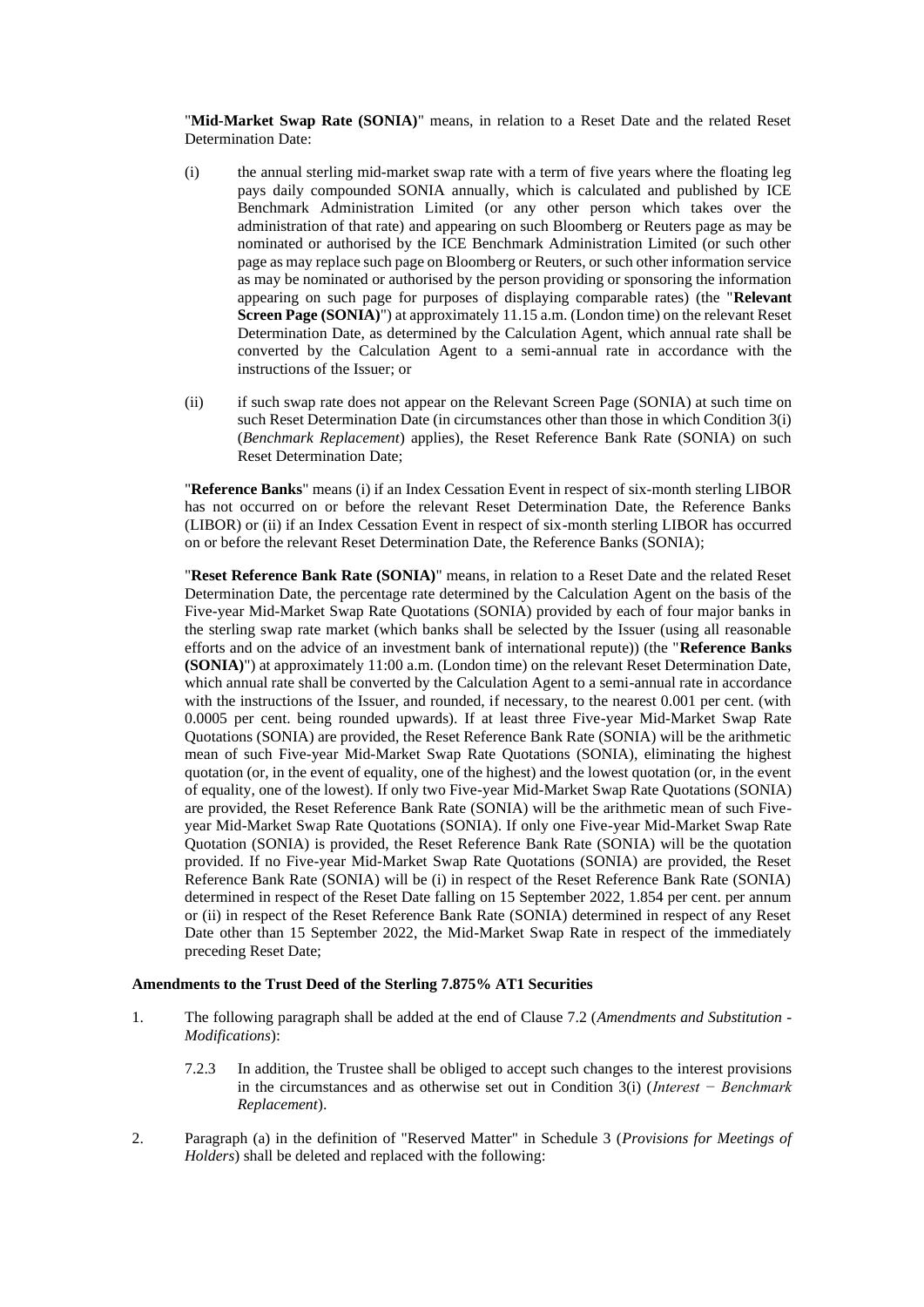"**Mid-Market Swap Rate (SONIA)**" means, in relation to a Reset Date and the related Reset Determination Date:

(i) the annual sterling mid-market swap rate with a term of five years where the floating leg pays daily compounded SONIA annually, which is calculated and published by ICE Benchmark Administration Limited (or any other person which takes over the administration of that rate) and appearing on such Bloomberg or Reuters page as may be nominated or authorised by the ICE Benchmark Administration Limited (or such other page as may replace such page on Bloomberg or Reuters, or such other information service as may be nominated or authorised by the person providing or sponsoring the information appearing on such page for purposes of displaying comparable rates) (the "**Relevant Screen Page (SONIA)**") at approximately 11.15 a.m. (London time) on the relevant Reset Determination Date, as determined by the Calculation Agent, which annual rate shall be converted by the Calculation Agent to a semi-annual rate in accordance with the instructions of the Issuer; or

(ii) if such swap rate does not appear on the Relevant Screen Page (SONIA) at such time on such Reset Determination Date (in circumstances other than those in which Condition 3(i) (*Benchmark Replacement*) applies), the Reset Reference Bank Rate (SONIA) on such Reset Determination Date;

"**Reference Banks**" means (i) if an Index Cessation Event in respect of six-month sterling LIBOR has not occurred on or before the relevant Reset Determination Date, the Reference Banks (LIBOR) or (ii) if an Index Cessation Event in respect of six-month sterling LIBOR has occurred on or before the relevant Reset Determination Date, the Reference Banks (SONIA);

"**Reset Reference Bank Rate (SONIA)**" means, in relation to a Reset Date and the related Reset Determination Date, the percentage rate determined by the Calculation Agent on the basis of the Five-year Mid-Market Swap Rate Quotations (SONIA) provided by each of four major banks in the sterling swap rate market (which banks shall be selected by the Issuer (using all reasonable efforts and on the advice of an investment bank of international repute)) (the "**Reference Banks (SONIA)**") at approximately 11:00 a.m. (London time) on the relevant Reset Determination Date, which annual rate shall be converted by the Calculation Agent to a semi-annual rate in accordance with the instructions of the Issuer, and rounded, if necessary, to the nearest 0.001 per cent. (with 0.0005 per cent. being rounded upwards). If at least three Five-year Mid-Market Swap Rate Quotations (SONIA) are provided, the Reset Reference Bank Rate (SONIA) will be the arithmetic mean of such Five-year Mid-Market Swap Rate Quotations (SONIA), eliminating the highest quotation (or, in the event of equality, one of the highest) and the lowest quotation (or, in the event of equality, one of the lowest). If only two Five-year Mid-Market Swap Rate Quotations (SONIA) are provided, the Reset Reference Bank Rate (SONIA) will be the arithmetic mean of such Five-year Mid-Market Swap Rate Quotations (SONIA). If only one Five-year Mid-Market Swap Rate Quotation (SONIA) is provided, the Reset Reference Bank Rate (SONIA) will be the quotation provided. If no Five-year Mid-Market Swap Rate Quotations (SONIA) are provided, the Reset Reference Bank Rate (SONIA) will be (i) in respect of the Reset Reference Bank Rate (SONIA) determined in respect of the Reset Date falling on 15 September 2022, 1.854 per cent. per annum or (ii) in respect of the Reset Reference Bank Rate (SONIA) determined in respect of any Reset Date other than 15 September 2022, the Mid-Market Swap Rate in respect of the immediately preceding Reset Date;

**Amendments to the Trust Deed of the Sterling 7.875% AT1 Securities**

1. The following paragraph shall be added at the end of Clause 7.2 (*Amendments and Substitution - Modifications*):

   7.2.3 In addition, the Trustee shall be obliged to accept such changes to the interest provisions in the circumstances and as otherwise set out in Condition 3(i) (*Interest − Benchmark Replacement*).

2. Paragraph (a) in the definition of "Reserved Matter" in Schedule 3 (*Provisions for Meetings of Holders*) shall be deleted and replaced with the following: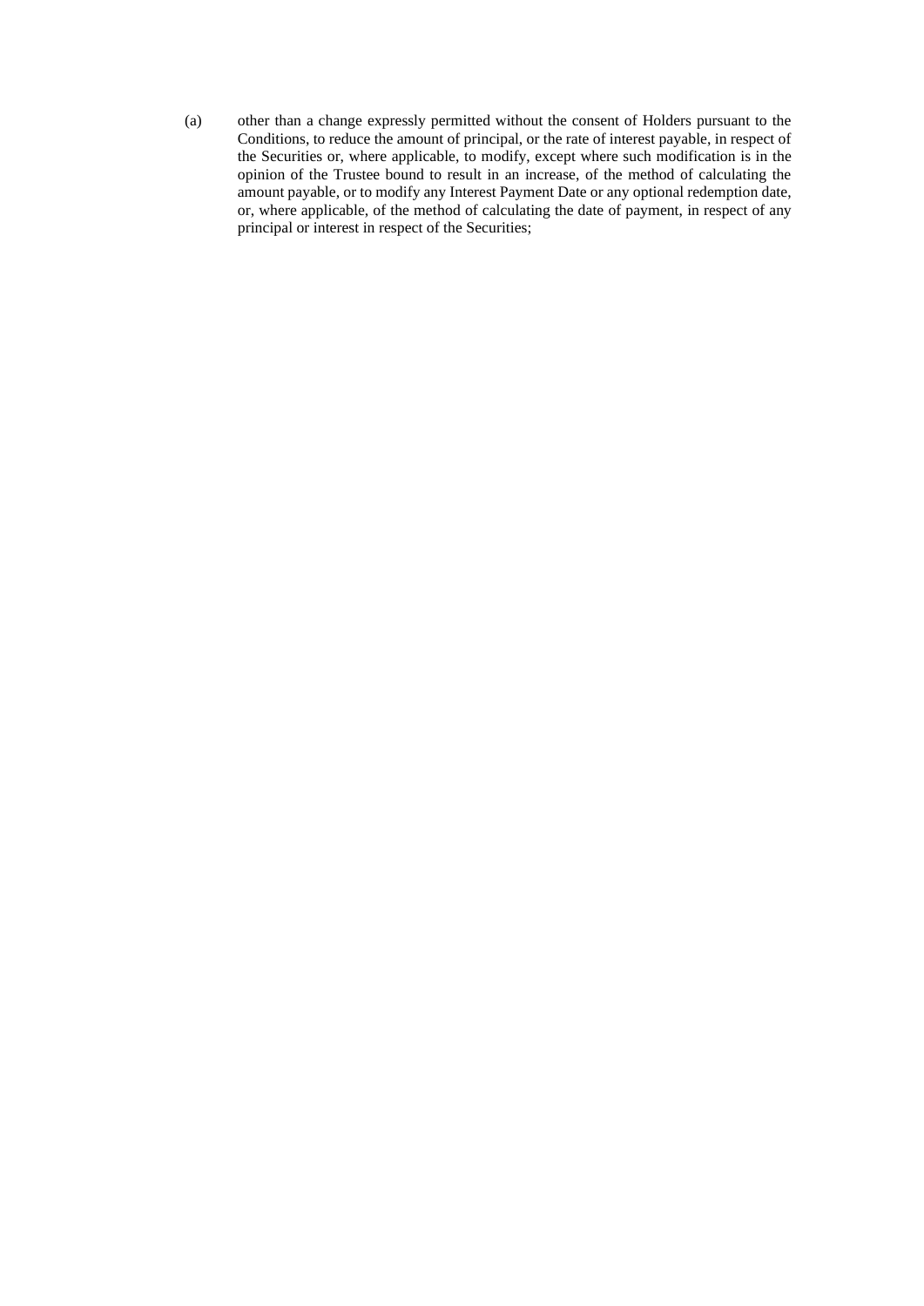(a) other than a change expressly permitted without the consent of Holders pursuant to the Conditions, to reduce the amount of principal, or the rate of interest payable, in respect of the Securities or, where applicable, to modify, except where such modification is in the opinion of the Trustee bound to result in an increase, of the method of calculating the amount payable, or to modify any Interest Payment Date or any optional redemption date, or, where applicable, of the method of calculating the date of payment, in respect of any principal or interest in respect of the Securities;